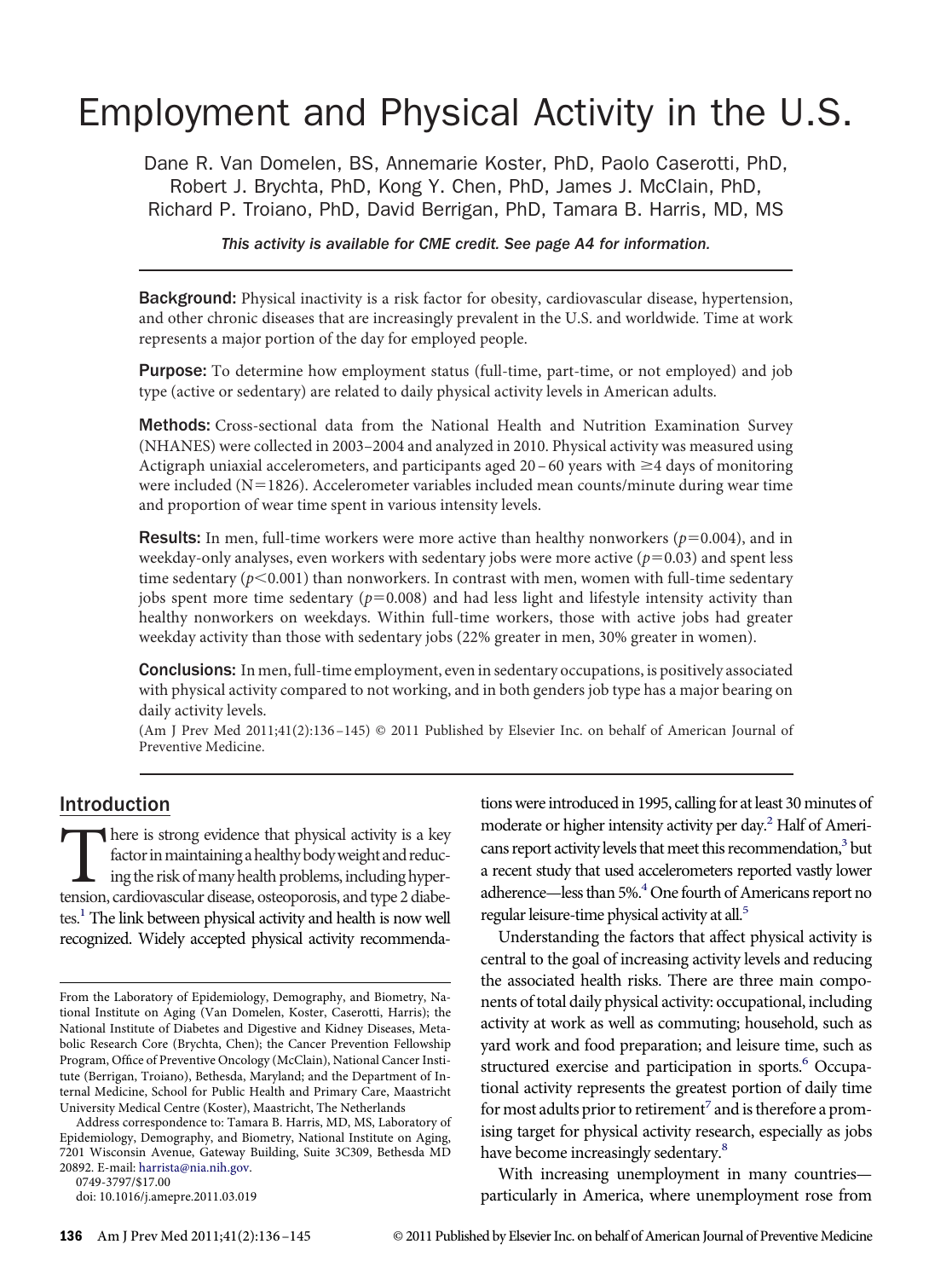# Employment and Physical Activity in the U.S.

Dane R. Van Domelen, BS, Annemarie Koster, PhD, Paolo Caserotti, PhD, Robert J. Brychta, PhD, Kong Y. Chen, PhD, James J. McClain, PhD, Richard P. Troiano, PhD, David Berrigan, PhD, Tamara B. Harris, MD, MS

*This activity is available for CME credit. See page A4 for information.*

**Background:** Physical inactivity is a risk factor for obesity, cardiovascular disease, hypertension, and other chronic diseases that are increasingly prevalent in the U.S. and worldwide. Time at work represents a major portion of the day for employed people.

**Purpose:** To determine how employment status (full-time, part-time, or not employed) and job type (active or sedentary) are related to daily physical activity levels in American adults.

**Methods:** Cross-sectional data from the National Health and Nutrition Examination Survey (NHANES) were collected in 2003–2004 and analyzed in 2010. Physical activity was measured using Actigraph uniaxial accelerometers, and participants aged 20–60 years with ≥4 days of monitoring were included (N=1826). Accelerometer variables included mean counts/minute during wear time and proportion of wear time spent in various intensity levels.

**Results:** In men, full-time workers were more active than healthy nonworkers ($p=0.004$), and in weekday-only analyses, even workers with sedentary jobs were more active ($p=0.03$) and spent less time sedentary ($p<0.001$) than nonworkers. In contrast with men, women with full-time sedentary jobs spent more time sedentary ($p=0.008$) and had less light and lifestyle intensity activity than healthy nonworkers on weekdays. Within full-time workers, those with active jobs had greater weekday activity than those with sedentary jobs (22% greater in men, 30% greater in women).

**Conclusions:** In men, full-time employment, even in sedentary occupations, is positively associated with physical activity compared to not working, and in both genders job type has a major bearing on daily activity levels.

(Am J Prev Med 2011;41(2):136–145) © 2011 Published by Elsevier Inc. on behalf of American Journal of Preventive Medicine.

## Introduction

There is strong evidence that physical activity is a key factor in maintaining a healthy body weight and reducing the risk of many health problems, including hypertension, cardiovascular disease, osteoporosis, and type 2 diabetes.[1] The link between physical activity and health is now well recognized. Widely accepted physical activity recommendations were introduced in 1995, calling for at least 30 minutes of moderate or higher intensity activity per day.[2] Half of Americans report activity levels that meet this recommendation,[3] but a recent study that used accelerometers reported vastly lower adherence—less than 5%.[4] One fourth of Americans report no regular leisure-time physical activity at all.[5]

Understanding the factors that affect physical activity is central to the goal of increasing activity levels and reducing the associated health risks. There are three main components of total daily physical activity: occupational, including activity at work as well as commuting; household, such as yard work and food preparation; and leisure time, such as structured exercise and participation in sports.[6] Occupational activity represents the greatest portion of daily time for most adults prior to retirement[7] and is therefore a promising target for physical activity research, especially as jobs have become increasingly sedentary.[8]

With increasing unemployment in many countries—particularly in America, where unemployment rose from

From the Laboratory of Epidemiology, Demography, and Biometry, National Institute on Aging (Van Domelen, Koster, Caserotti, Harris); the National Institute of Diabetes and Digestive and Kidney Diseases, Metabolic Research Core (Brychta, Chen); the Cancer Prevention Fellowship Program, Office of Preventive Oncology (McClain), National Cancer Institute (Berrigan, Troiano), Bethesda, Maryland; and the Department of Internal Medicine, School for Public Health and Primary Care, Maastricht University Medical Centre (Koster), Maastricht, The Netherlands

Address correspondence to: Tamara B. Harris, MD, MS, Laboratory of Epidemiology, Demography, and Biometry, National Institute on Aging, 7201 Wisconsin Avenue, Gateway Building, Suite 3C309, Bethesda MD 20892. E-mail: harrista@nia.nih.gov.

0749-3797/$17.00

doi: 10.1016/j.amepre.2011.03.019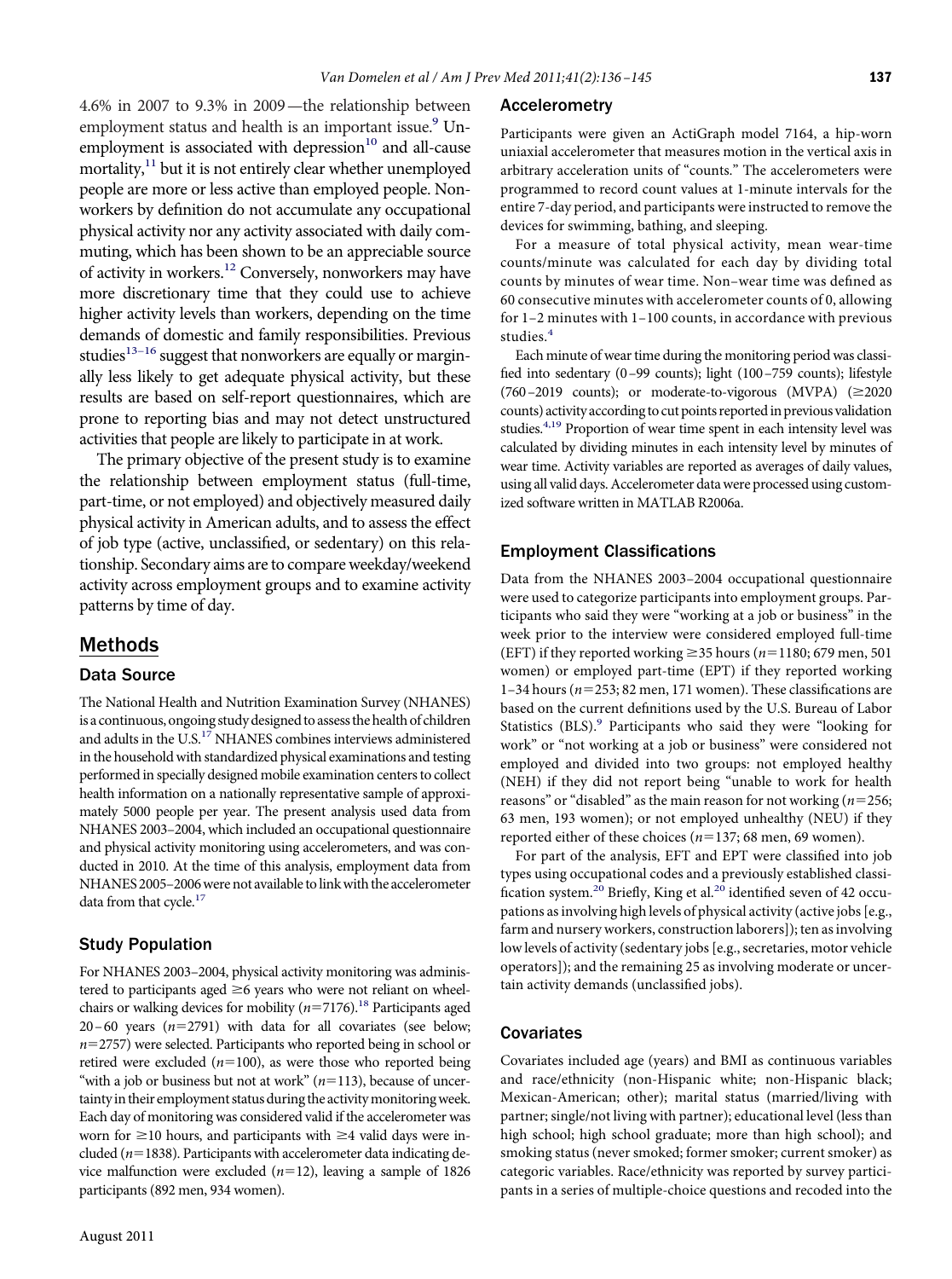4.6% in 2007 to 9.3% in 2009—the relationship between employment status and health is an important issue.[9] Unemployment is associated with depression[10] and all-cause mortality,[11] but it is not entirely clear whether unemployed people are more or less active than employed people. Nonworkers by definition do not accumulate any occupational physical activity nor any activity associated with daily commuting, which has been shown to be an appreciable source of activity in workers.[12] Conversely, nonworkers may have more discretionary time that they could use to achieve higher activity levels than workers, depending on the time demands of domestic and family responsibilities. Previous studies[13–16] suggest that nonworkers are equally or marginally less likely to get adequate physical activity, but these results are based on self-report questionnaires, which are prone to reporting bias and may not detect unstructured activities that people are likely to participate in at work.

The primary objective of the present study is to examine the relationship between employment status (full-time, part-time, or not employed) and objectively measured daily physical activity in American adults, and to assess the effect of job type (active, unclassified, or sedentary) on this relationship. Secondary aims are to compare weekday/weekend activity across employment groups and to examine activity patterns by time of day.

## Methods

### Data Source

The National Health and Nutrition Examination Survey (NHANES) is a continuous, ongoing study designed to assess the health of children and adults in the U.S.[17] NHANES combines interviews administered in the household with standardized physical examinations and testing performed in specially designed mobile examination centers to collect health information on a nationally representative sample of approximately 5000 people per year. The present analysis used data from NHANES 2003–2004, which included an occupational questionnaire and physical activity monitoring using accelerometers, and was conducted in 2010. At the time of this analysis, employment data from NHANES 2005–2006 were not available to link with the accelerometer data from that cycle.[17]

### Study Population

For NHANES 2003–2004, physical activity monitoring was administered to participants aged ≥6 years who were not reliant on wheelchairs or walking devices for mobility ($n$=7176).[18] Participants aged 20–60 years ($n$=2791) with data for all covariates (see below; $n$=2757) were selected. Participants who reported being in school or retired were excluded ($n$=100), as were those who reported being "with a job or business but not at work" ($n$=113), because of uncertainty in their employment status during the activity monitoring week. Each day of monitoring was considered valid if the accelerometer was worn for ≥10 hours, and participants with ≥4 valid days were included ($n$=1838). Participants with accelerometer data indicating device malfunction were excluded ($n$=12), leaving a sample of 1826 participants (892 men, 934 women).

### Accelerometry

Participants were given an ActiGraph model 7164, a hip-worn uniaxial accelerometer that measures motion in the vertical axis in arbitrary acceleration units of "counts." The accelerometers were programmed to record count values at 1-minute intervals for the entire 7-day period, and participants were instructed to remove the devices for swimming, bathing, and sleeping.

For a measure of total physical activity, mean wear-time counts/minute was calculated for each day by dividing total counts by minutes of wear time. Non–wear time was defined as 60 consecutive minutes with accelerometer counts of 0, allowing for 1–2 minutes with 1–100 counts, in accordance with previous studies.[4]

Each minute of wear time during the monitoring period was classified into sedentary (0–99 counts); light (100–759 counts); lifestyle (760–2019 counts); or moderate-to-vigorous (MVPA) (≥2020 counts) activity according to cut points reported in previous validation studies.[4,19] Proportion of wear time spent in each intensity level was calculated by dividing minutes in each intensity level by minutes of wear time. Activity variables are reported as averages of daily values, using all valid days. Accelerometer data were processed using customized software written in MATLAB R2006a.

### Employment Classifications

Data from the NHANES 2003–2004 occupational questionnaire were used to categorize participants into employment groups. Participants who said they were "working at a job or business" in the week prior to the interview were considered employed full-time (EFT) if they reported working ≥35 hours ($n$=1180; 679 men, 501 women) or employed part-time (EPT) if they reported working 1–34 hours ($n$=253; 82 men, 171 women). These classifications are based on the current definitions used by the U.S. Bureau of Labor Statistics (BLS).[9] Participants who said they were "looking for work" or "not working at a job or business" were considered not employed and divided into two groups: not employed healthy (NEH) if they did not report being "unable to work for health reasons" or "disabled" as the main reason for not working ($n$=256; 63 men, 193 women); or not employed unhealthy (NEU) if they reported either of these choices ($n$=137; 68 men, 69 women).

For part of the analysis, EFT and EPT were classified into job types using occupational codes and a previously established classification system.[20] Briefly, King et al.[20] identified seven of 42 occupations as involving high levels of physical activity (active jobs [e.g., farm and nursery workers, construction laborers]); ten as involving low levels of activity (sedentary jobs [e.g., secretaries, motor vehicle operators]); and the remaining 25 as involving moderate or uncertain activity demands (unclassified jobs).

### Covariates

Covariates included age (years) and BMI as continuous variables and race/ethnicity (non-Hispanic white; non-Hispanic black; Mexican-American; other); marital status (married/living with partner; single/not living with partner); educational level (less than high school; high school graduate; more than high school); and smoking status (never smoked; former smoker; current smoker) as categoric variables. Race/ethnicity was reported by survey participants in a series of multiple-choice questions and recoded into the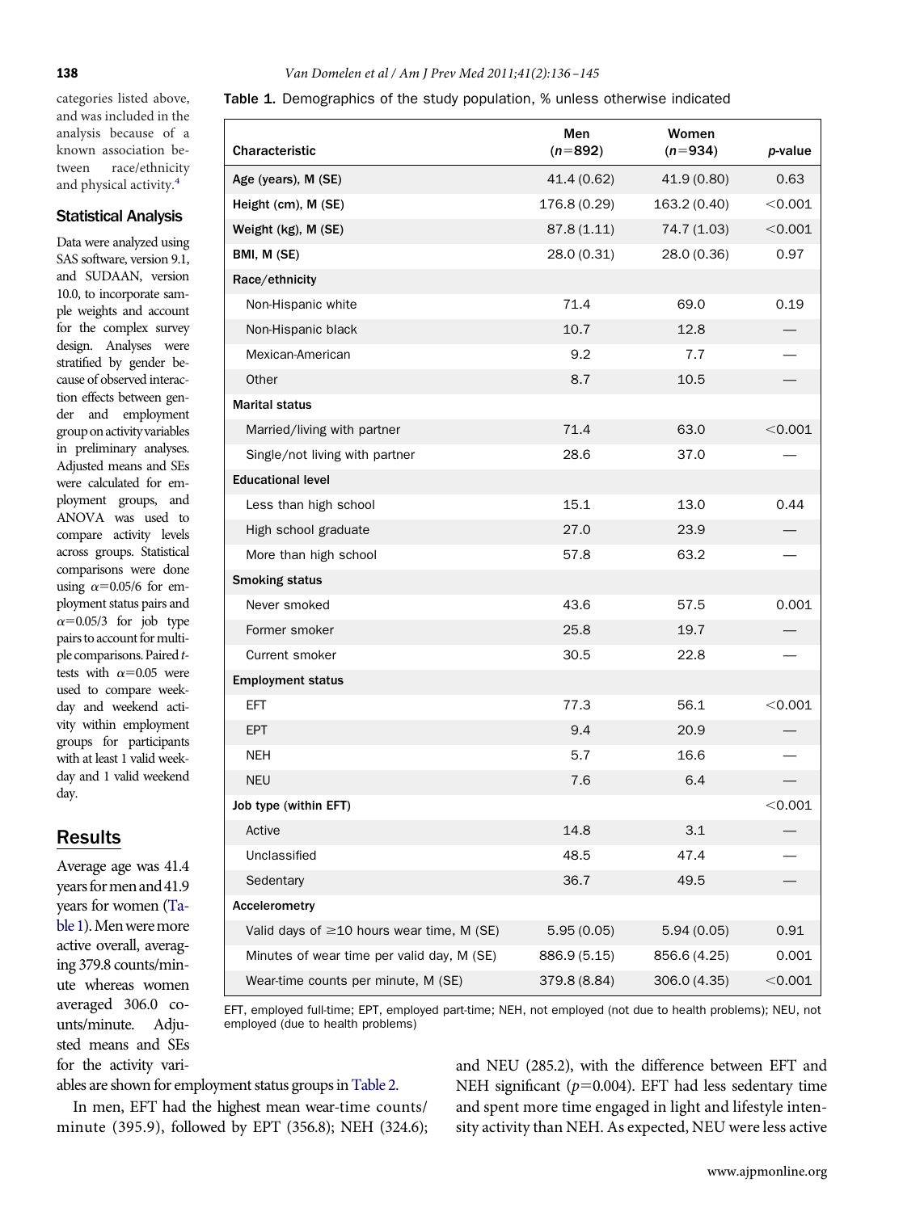categories listed above, and was included in the analysis because of a known association between race/ethnicity and physical activity.[4]

### Statistical Analysis

Data were analyzed using SAS software, version 9.1, and SUDAAN, version 10.0, to incorporate sample weights and account for the complex survey design. Analyses were stratified by gender because of observed interaction effects between gender and employment group on activity variables in preliminary analyses. Adjusted means and SEs were calculated for employment groups, and ANOVA was used to compare activity levels across groups. Statistical comparisons were done using $\alpha$=0.05/6 for employment status pairs and $\alpha$=0.05/3 for job type pairs to account for multiple comparisons. Paired *t*-tests with $\alpha$=0.05 were used to compare weekday and weekend activity within employment groups for participants with at least 1 valid weekday and 1 valid weekend day.

**Table 1.** Demographics of the study population, % unless otherwise indicated

| Characteristic | Men ($n$=892) | Women ($n$=934) | *p*-value |
|---|---|---|---|
| **Age (years), M (SE)** | 41.4 (0.62) | 41.9 (0.80) | 0.63 |
| **Height (cm), M (SE)** | 176.8 (0.29) | 163.2 (0.40) | <0.001 |
| **Weight (kg), M (SE)** | 87.8 (1.11) | 74.7 (1.03) | <0.001 |
| **BMI, M (SE)** | 28.0 (0.31) | 28.0 (0.36) | 0.97 |
| **Race/ethnicity** | | | |
| Non-Hispanic white | 71.4 | 69.0 | 0.19 |
| Non-Hispanic black | 10.7 | 12.8 | — |
| Mexican-American | 9.2 | 7.7 | — |
| Other | 8.7 | 10.5 | — |
| **Marital status** | | | |
| Married/living with partner | 71.4 | 63.0 | <0.001 |
| Single/not living with partner | 28.6 | 37.0 | — |
| **Educational level** | | | |
| Less than high school | 15.1 | 13.0 | 0.44 |
| High school graduate | 27.0 | 23.9 | — |
| More than high school | 57.8 | 63.2 | — |
| **Smoking status** | | | |
| Never smoked | 43.6 | 57.5 | 0.001 |
| Former smoker | 25.8 | 19.7 | — |
| Current smoker | 30.5 | 22.8 | — |
| **Employment status** | | | |
| EFT | 77.3 | 56.1 | <0.001 |
| EPT | 9.4 | 20.9 | — |
| NEH | 5.7 | 16.6 | — |
| NEU | 7.6 | 6.4 | — |
| **Job type (within EFT)** | | | <0.001 |
| Active | 14.8 | 3.1 | — |
| Unclassified | 48.5 | 47.4 | — |
| Sedentary | 36.7 | 49.5 | — |
| **Accelerometry** | | | |
| Valid days of ≥10 hours wear time, M (SE) | 5.95 (0.05) | 5.94 (0.05) | 0.91 |
| Minutes of wear time per valid day, M (SE) | 886.9 (5.15) | 856.6 (4.25) | 0.001 |
| Wear-time counts per minute, M (SE) | 379.8 (8.84) | 306.0 (4.35) | <0.001 |

EFT, employed full-time; EPT, employed part-time; NEH, not employed (not due to health problems); NEU, not employed (due to health problems)

## Results

Average age was 41.4 years for men and 41.9 years for women (Table 1). Men were more active overall, averaging 379.8 counts/minute whereas women averaged 306.0 counts/minute. Adjusted means and SEs for the activity variables are shown for employment status groups in Table 2.

In men, EFT had the highest mean wear-time counts/minute (395.9), followed by EPT (356.8); NEH (324.6); and NEU (285.2), with the difference between EFT and NEH significant ($p$=0.004). EFT had less sedentary time and spent more time engaged in light and lifestyle intensity activity than NEH. As expected, NEU were less active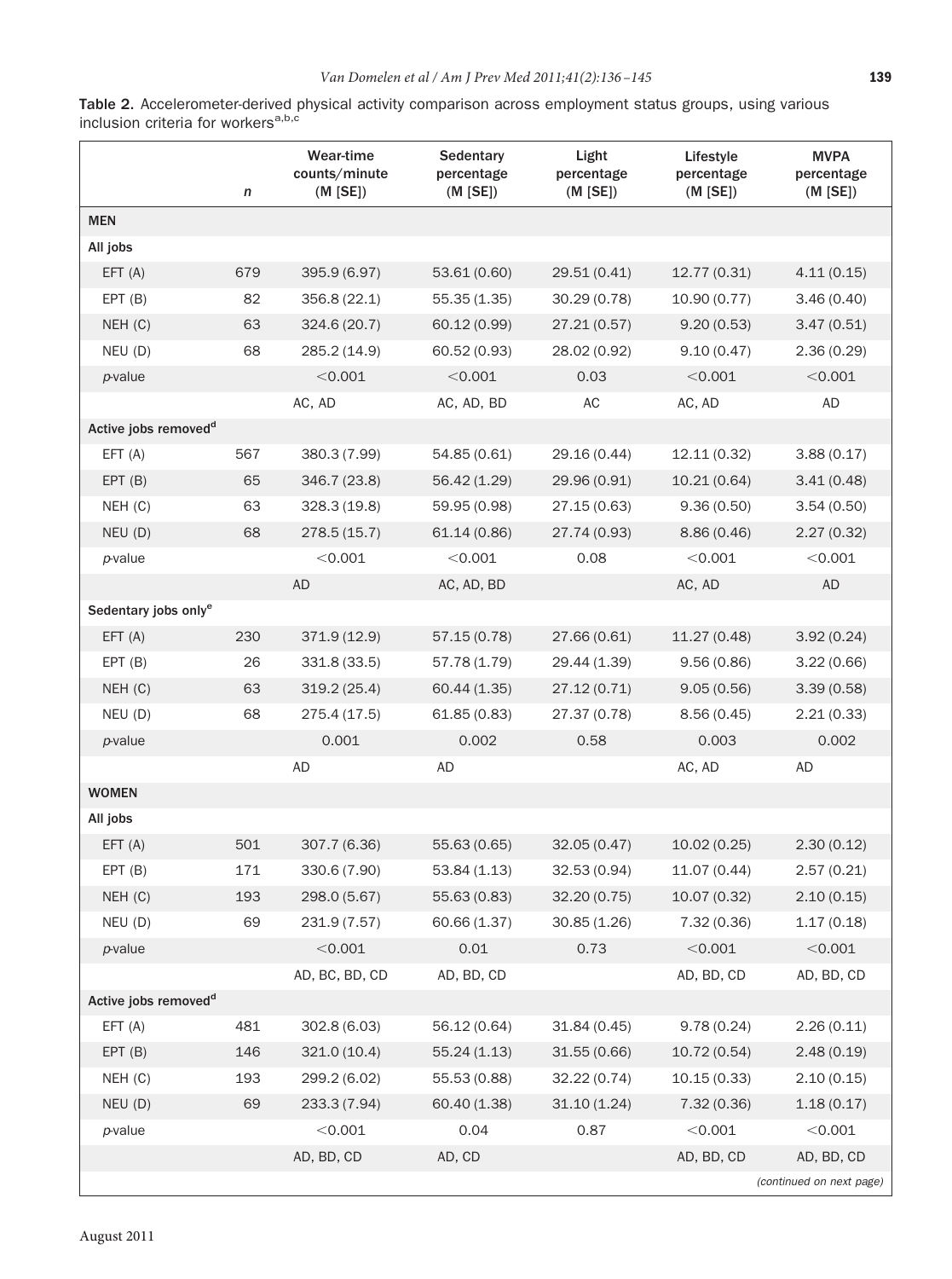**Table 2.** Accelerometer-derived physical activity comparison across employment status groups, using various inclusion criteria for workers[a,b,c]

| | *n* | Wear-time counts/minute (M [SE]) | Sedentary percentage (M [SE]) | Light percentage (M [SE]) | Lifestyle percentage (M [SE]) | MVPA percentage (M [SE]) |
|---|---|---|---|---|---|---|
| **MEN** | | | | | | |
| **All jobs** | | | | | | |
| EFT (A) | 679 | 395.9 (6.97) | 53.61 (0.60) | 29.51 (0.41) | 12.77 (0.31) | 4.11 (0.15) |
| EPT (B) | 82 | 356.8 (22.1) | 55.35 (1.35) | 30.29 (0.78) | 10.90 (0.77) | 3.46 (0.40) |
| NEH (C) | 63 | 324.6 (20.7) | 60.12 (0.99) | 27.21 (0.57) | 9.20 (0.53) | 3.47 (0.51) |
| NEU (D) | 68 | 285.2 (14.9) | 60.52 (0.93) | 28.02 (0.92) | 9.10 (0.47) | 2.36 (0.29) |
| *p*-value | | <0.001 | <0.001 | 0.03 | <0.001 | <0.001 |
| | | AC, AD | AC, AD, BD | AC | AC, AD | AD |
| **Active jobs removed[d]** | | | | | | |
| EFT (A) | 567 | 380.3 (7.99) | 54.85 (0.61) | 29.16 (0.44) | 12.11 (0.32) | 3.88 (0.17) |
| EPT (B) | 65 | 346.7 (23.8) | 56.42 (1.29) | 29.96 (0.91) | 10.21 (0.64) | 3.41 (0.48) |
| NEH (C) | 63 | 328.3 (19.8) | 59.95 (0.98) | 27.15 (0.63) | 9.36 (0.50) | 3.54 (0.50) |
| NEU (D) | 68 | 278.5 (15.7) | 61.14 (0.86) | 27.74 (0.93) | 8.86 (0.46) | 2.27 (0.32) |
| *p*-value | | <0.001 | <0.001 | 0.08 | <0.001 | <0.001 |
| | | AD | AC, AD, BD | | AC, AD | AD |
| **Sedentary jobs only[e]** | | | | | | |
| EFT (A) | 230 | 371.9 (12.9) | 57.15 (0.78) | 27.66 (0.61) | 11.27 (0.48) | 3.92 (0.24) |
| EPT (B) | 26 | 331.8 (33.5) | 57.78 (1.79) | 29.44 (1.39) | 9.56 (0.86) | 3.22 (0.66) |
| NEH (C) | 63 | 319.2 (25.4) | 60.44 (1.35) | 27.12 (0.71) | 9.05 (0.56) | 3.39 (0.58) |
| NEU (D) | 68 | 275.4 (17.5) | 61.85 (0.83) | 27.37 (0.78) | 8.56 (0.45) | 2.21 (0.33) |
| *p*-value | | 0.001 | 0.002 | 0.58 | 0.003 | 0.002 |
| | | AD | AD | | AC, AD | AD |
| **WOMEN** | | | | | | |
| **All jobs** | | | | | | |
| EFT (A) | 501 | 307.7 (6.36) | 55.63 (0.65) | 32.05 (0.47) | 10.02 (0.25) | 2.30 (0.12) |
| EPT (B) | 171 | 330.6 (7.90) | 53.84 (1.13) | 32.53 (0.94) | 11.07 (0.44) | 2.57 (0.21) |
| NEH (C) | 193 | 298.0 (5.67) | 55.63 (0.83) | 32.20 (0.75) | 10.07 (0.32) | 2.10 (0.15) |
| NEU (D) | 69 | 231.9 (7.57) | 60.66 (1.37) | 30.85 (1.26) | 7.32 (0.36) | 1.17 (0.18) |
| *p*-value | | <0.001 | 0.01 | 0.73 | <0.001 | <0.001 |
| | | AD, BC, BD, CD | AD, BD, CD | | AD, BD, CD | AD, BD, CD |
| **Active jobs removed[d]** | | | | | | |
| EFT (A) | 481 | 302.8 (6.03) | 56.12 (0.64) | 31.84 (0.45) | 9.78 (0.24) | 2.26 (0.11) |
| EPT (B) | 146 | 321.0 (10.4) | 55.24 (1.13) | 31.55 (0.66) | 10.72 (0.54) | 2.48 (0.19) |
| NEH (C) | 193 | 299.2 (6.02) | 55.53 (0.88) | 32.22 (0.74) | 10.15 (0.33) | 2.10 (0.15) |
| NEU (D) | 69 | 233.3 (7.94) | 60.40 (1.38) | 31.10 (1.24) | 7.32 (0.36) | 1.18 (0.17) |
| *p*-value | | <0.001 | 0.04 | 0.87 | <0.001 | <0.001 |
| | | AD, BD, CD | AD, CD | | AD, BD, CD | AD, BD, CD |

*(continued on next page)*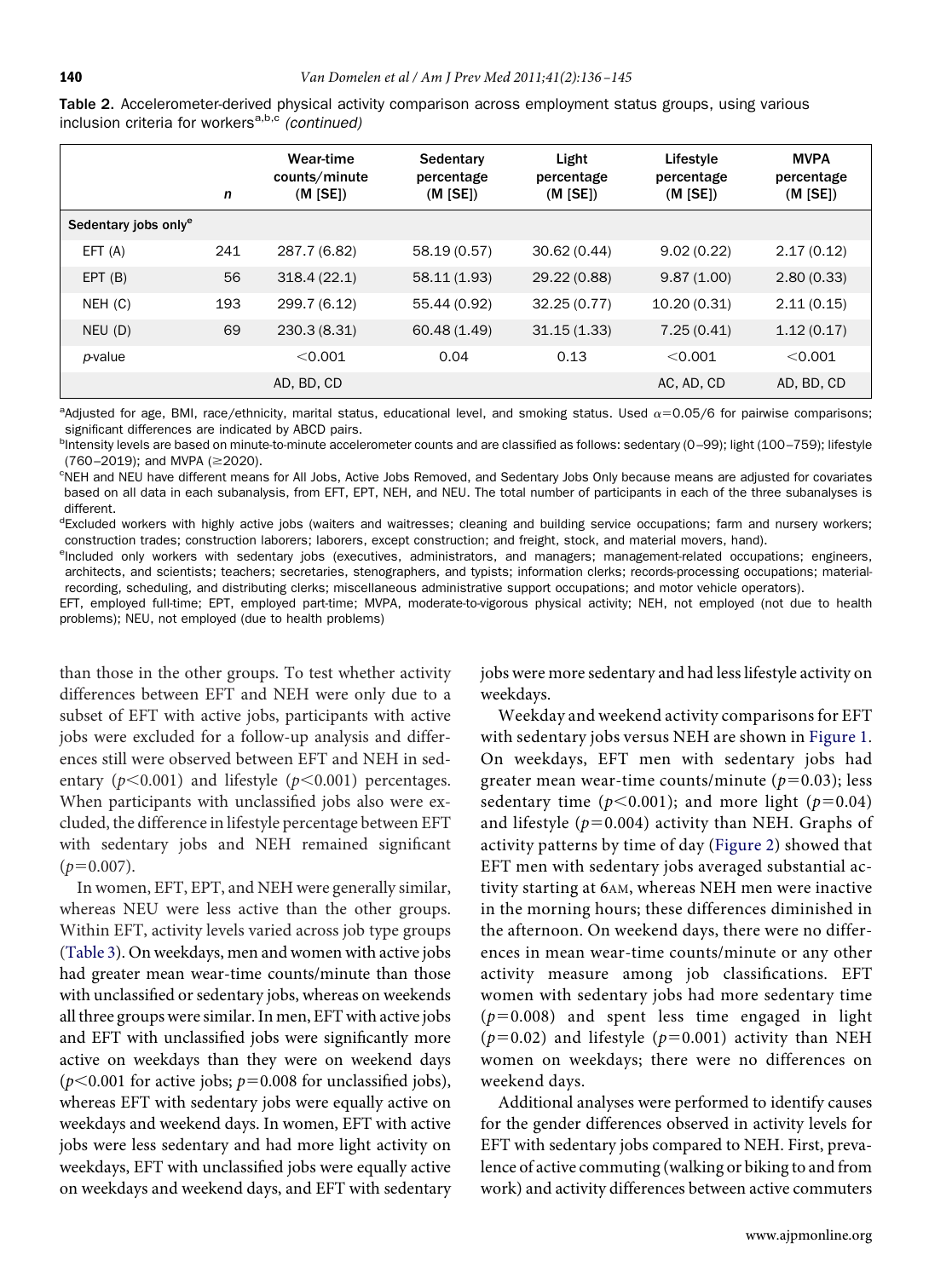**Table 2.** Accelerometer-derived physical activity comparison across employment status groups, using various inclusion criteria for workers[a,b,c] *(continued)*

| | n | Wear-time counts/minute (M [SE]) | Sedentary percentage (M [SE]) | Light percentage (M [SE]) | Lifestyle percentage (M [SE]) | MVPA percentage (M [SE]) |
|---|---|---|---|---|---|---|
| **Sedentary jobs only[e]** | | | | | | |
| EFT (A) | 241 | 287.7 (6.82) | 58.19 (0.57) | 30.62 (0.44) | 9.02 (0.22) | 2.17 (0.12) |
| EPT (B) | 56 | 318.4 (22.1) | 58.11 (1.93) | 29.22 (0.88) | 9.87 (1.00) | 2.80 (0.33) |
| NEH (C) | 193 | 299.7 (6.12) | 55.44 (0.92) | 32.25 (0.77) | 10.20 (0.31) | 2.11 (0.15) |
| NEU (D) | 69 | 230.3 (8.31) | 60.48 (1.49) | 31.15 (1.33) | 7.25 (0.41) | 1.12 (0.17) |
| *p*-value | | <0.001 | 0.04 | 0.13 | <0.001 | <0.001 |
| | | AD, BD, CD | | | AC, AD, CD | AD, BD, CD |

[a]Adjusted for age, BMI, race/ethnicity, marital status, educational level, and smoking status. Used $\alpha=0.05/6$ for pairwise comparisons; significant differences are indicated by ABCD pairs.

[b]Intensity levels are based on minute-to-minute accelerometer counts and are classified as follows: sedentary (0–99); light (100–759); lifestyle (760–2019); and MVPA (≥2020).

[c]NEH and NEU have different means for All Jobs, Active Jobs Removed, and Sedentary Jobs Only because means are adjusted for covariates based on all data in each subanalysis, from EFT, EPT, NEH, and NEU. The total number of participants in each of the three subanalyses is different.

[d]Excluded workers with highly active jobs (waiters and waitresses; cleaning and building service occupations; farm and nursery workers; construction trades; construction laborers; laborers, except construction; and freight, stock, and material movers, hand).

[e]Included only workers with sedentary jobs (executives, administrators, and managers; management-related occupations; engineers, architects, and scientists; teachers; secretaries, stenographers, and typists; information clerks; records-processing occupations; material-recording, scheduling, and distributing clerks; miscellaneous administrative support occupations; and motor vehicle operators).

EFT, employed full-time; EPT, employed part-time; MVPA, moderate-to-vigorous physical activity; NEH, not employed (not due to health problems); NEU, not employed (due to health problems)

than those in the other groups. To test whether activity differences between EFT and NEH were only due to a subset of EFT with active jobs, participants with active jobs were excluded for a follow-up analysis and differences still were observed between EFT and NEH in sedentary ($p<0.001$) and lifestyle ($p<0.001$) percentages. When participants with unclassified jobs also were excluded, the difference in lifestyle percentage between EFT with sedentary jobs and NEH remained significant ($p=0.007$).

In women, EFT, EPT, and NEH were generally similar, whereas NEU were less active than the other groups. Within EFT, activity levels varied across job type groups (Table 3). On weekdays, men and women with active jobs had greater mean wear-time counts/minute than those with unclassified or sedentary jobs, whereas on weekends all three groups were similar. In men, EFT with active jobs and EFT with unclassified jobs were significantly more active on weekdays than they were on weekend days ($p<0.001$ for active jobs; $p=0.008$ for unclassified jobs), whereas EFT with sedentary jobs were equally active on weekdays and weekend days. In women, EFT with active jobs were less sedentary and had more light activity on weekdays, EFT with unclassified jobs were equally active on weekdays and weekend days, and EFT with sedentary jobs were more sedentary and had less lifestyle activity on weekdays.

Weekday and weekend activity comparisons for EFT with sedentary jobs versus NEH are shown in Figure 1. On weekdays, EFT men with sedentary jobs had greater mean wear-time counts/minute ($p=0.03$); less sedentary time ($p<0.001$); and more light ($p=0.04$) and lifestyle ($p=0.004$) activity than NEH. Graphs of activity patterns by time of day (Figure 2) showed that EFT men with sedentary jobs averaged substantial activity starting at 6AM, whereas NEH men were inactive in the morning hours; these differences diminished in the afternoon. On weekend days, there were no differences in mean wear-time counts/minute or any other activity measure among job classifications. EFT women with sedentary jobs had more sedentary time ($p=0.008$) and spent less time engaged in light ($p=0.02$) and lifestyle ($p=0.001$) activity than NEH women on weekdays; there were no differences on weekend days.

Additional analyses were performed to identify causes for the gender differences observed in activity levels for EFT with sedentary jobs compared to NEH. First, prevalence of active commuting (walking or biking to and from work) and activity differences between active commuters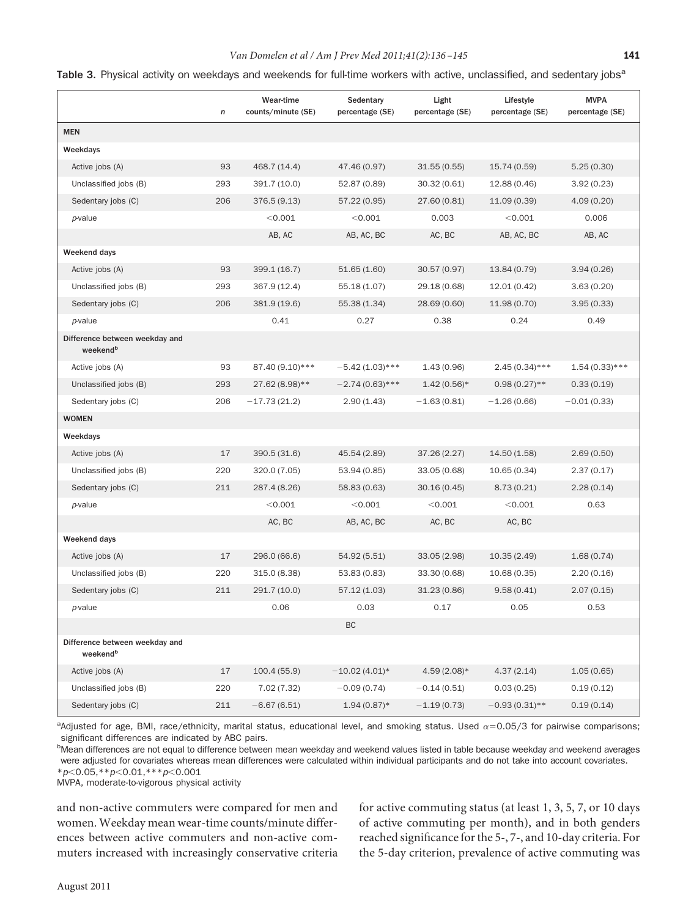**Table 3.** Physical activity on weekdays and weekends for full-time workers with active, unclassified, and sedentary jobs[a]

| | *n* | Wear-time counts/minute (SE) | Sedentary percentage (SE) | Light percentage (SE) | Lifestyle percentage (SE) | MVPA percentage (SE) |
|---|---|---|---|---|---|---|
| **MEN** | | | | | | |
| **Weekdays** | | | | | | |
| Active jobs (A) | 93 | 468.7 (14.4) | 47.46 (0.97) | 31.55 (0.55) | 15.74 (0.59) | 5.25 (0.30) |
| Unclassified jobs (B) | 293 | 391.7 (10.0) | 52.87 (0.89) | 30.32 (0.61) | 12.88 (0.46) | 3.92 (0.23) |
| Sedentary jobs (C) | 206 | 376.5 (9.13) | 57.22 (0.95) | 27.60 (0.81) | 11.09 (0.39) | 4.09 (0.20) |
| *p*-value | | <0.001 | <0.001 | 0.003 | <0.001 | 0.006 |
| | | AB, AC | AB, AC, BC | AC, BC | AB, AC, BC | AB, AC |
| **Weekend days** | | | | | | |
| Active jobs (A) | 93 | 399.1 (16.7) | 51.65 (1.60) | 30.57 (0.97) | 13.84 (0.79) | 3.94 (0.26) |
| Unclassified jobs (B) | 293 | 367.9 (12.4) | 55.18 (1.07) | 29.18 (0.68) | 12.01 (0.42) | 3.63 (0.20) |
| Sedentary jobs (C) | 206 | 381.9 (19.6) | 55.38 (1.34) | 28.69 (0.60) | 11.98 (0.70) | 3.95 (0.33) |
| *p*-value | | 0.41 | 0.27 | 0.38 | 0.24 | 0.49 |
| **Difference between weekday and weekend[b]** | | | | | | |
| Active jobs (A) | 93 | 87.40 (9.10)*** | −5.42 (1.03)*** | 1.43 (0.96) | 2.45 (0.34)*** | 1.54 (0.33)*** |
| Unclassified jobs (B) | 293 | 27.62 (8.98)** | −2.74 (0.63)*** | 1.42 (0.56)* | 0.98 (0.27)** | 0.33 (0.19) |
| Sedentary jobs (C) | 206 | −17.73 (21.2) | 2.90 (1.43) | −1.63 (0.81) | −1.26 (0.66) | −0.01 (0.33) |
| **WOMEN** | | | | | | |
| **Weekdays** | | | | | | |
| Active jobs (A) | 17 | 390.5 (31.6) | 45.54 (2.89) | 37.26 (2.27) | 14.50 (1.58) | 2.69 (0.50) |
| Unclassified jobs (B) | 220 | 320.0 (7.05) | 53.94 (0.85) | 33.05 (0.68) | 10.65 (0.34) | 2.37 (0.17) |
| Sedentary jobs (C) | 211 | 287.4 (8.26) | 58.83 (0.63) | 30.16 (0.45) | 8.73 (0.21) | 2.28 (0.14) |
| *p*-value | | <0.001 | <0.001 | <0.001 | <0.001 | 0.63 |
| | | AC, BC | AB, AC, BC | AC, BC | AC, BC | |
| **Weekend days** | | | | | | |
| Active jobs (A) | 17 | 296.0 (66.6) | 54.92 (5.51) | 33.05 (2.98) | 10.35 (2.49) | 1.68 (0.74) |
| Unclassified jobs (B) | 220 | 315.0 (8.38) | 53.83 (0.83) | 33.30 (0.68) | 10.68 (0.35) | 2.20 (0.16) |
| Sedentary jobs (C) | 211 | 291.7 (10.0) | 57.12 (1.03) | 31.23 (0.86) | 9.58 (0.41) | 2.07 (0.15) |
| *p*-value | | 0.06 | 0.03 | 0.17 | 0.05 | 0.53 |
| | | | BC | | | |
| **Difference between weekday and weekend[b]** | | | | | | |
| Active jobs (A) | 17 | 100.4 (55.9) | −10.02 (4.01)* | 4.59 (2.08)* | 4.37 (2.14) | 1.05 (0.65) |
| Unclassified jobs (B) | 220 | 7.02 (7.32) | −0.09 (0.74) | −0.14 (0.51) | 0.03 (0.25) | 0.19 (0.12) |
| Sedentary jobs (C) | 211 | −6.67 (6.51) | 1.94 (0.87)* | −1.19 (0.73) | −0.93 (0.31)** | 0.19 (0.14) |

[a]Adjusted for age, BMI, race/ethnicity, marital status, educational level, and smoking status. Used $\alpha=0.05/3$ for pairwise comparisons; significant differences are indicated by ABC pairs.
[b]Mean differences are not equal to difference between mean weekday and weekend values listed in table because weekday and weekend averages were adjusted for covariates whereas mean differences were calculated within individual participants and do not take into account covariates.
*$p<0.05$, **$p<0.01$, ***$p<0.001$
MVPA, moderate-to-vigorous physical activity

and non-active commuters were compared for men and women. Weekday mean wear-time counts/minute differences between active commuters and non-active commuters increased with increasingly conservative criteria for active commuting status (at least 1, 3, 5, 7, or 10 days of active commuting per month), and in both genders reached significance for the 5-, 7-, and 10-day criteria. For the 5-day criterion, prevalence of active commuting was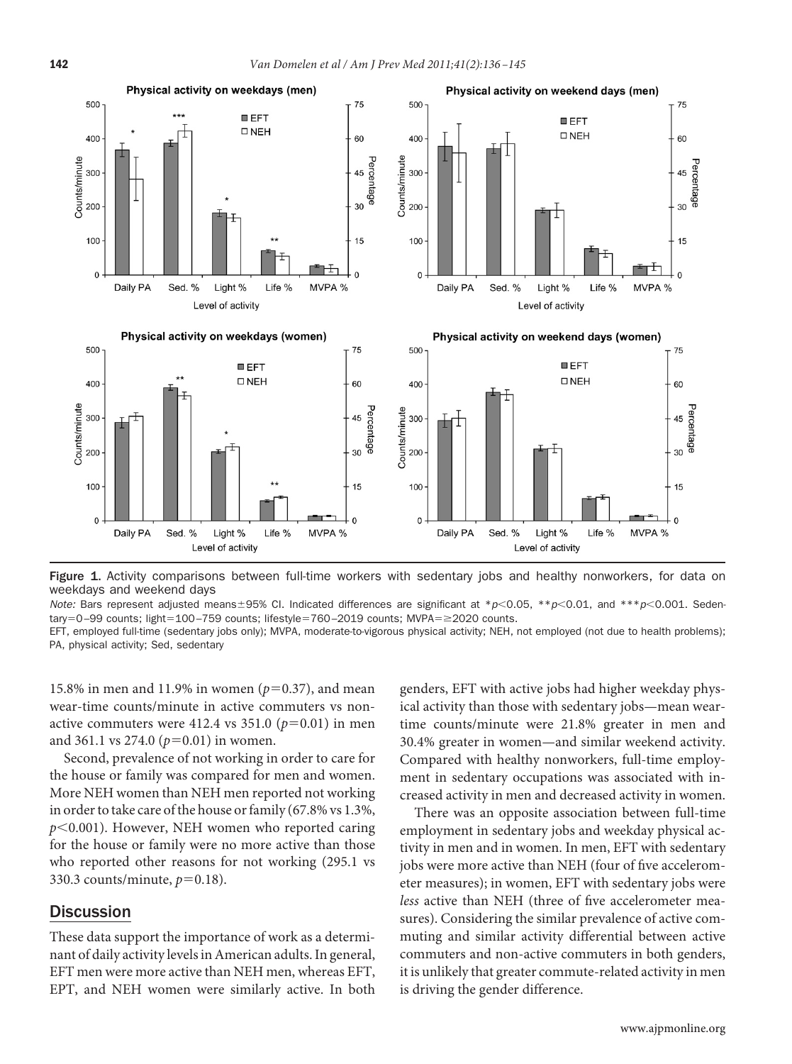Figure 1. Activity comparisons between full-time workers with sedentary jobs and healthy nonworkers, for data on weekdays and weekend days

*Note:* Bars represent adjusted means±95% CI. Indicated differences are significant at *$p<0.05$, **$p<0.01$, and ***$p<0.001$. Sedentary=0–99 counts; light=100–759 counts; lifestyle=760–2019 counts; MVPA=≥2020 counts.

EFT, employed full-time (sedentary jobs only); MVPA, moderate-to-vigorous physical activity; NEH, not employed (not due to health problems); PA, physical activity; Sed, sedentary

15.8% in men and 11.9% in women ($p=0.37$), and mean wear-time counts/minute in active commuters vs non-active commuters were 412.4 vs 351.0 ($p=0.01$) in men and 361.1 vs 274.0 ($p=0.01$) in women.

Second, prevalence of not working in order to care for the house or family was compared for men and women. More NEH women than NEH men reported not working in order to take care of the house or family (67.8% vs 1.3%, $p<0.001$). However, NEH women who reported caring for the house or family were no more active than those who reported other reasons for not working (295.1 vs 330.3 counts/minute, $p=0.18$).

## Discussion

These data support the importance of work as a determinant of daily activity levels in American adults. In general, EFT men were more active than NEH men, whereas EFT, EPT, and NEH women were similarly active. In both genders, EFT with active jobs had higher weekday physical activity than those with sedentary jobs—mean wear-time counts/minute were 21.8% greater in men and 30.4% greater in women—and similar weekend activity. Compared with healthy nonworkers, full-time employment in sedentary occupations was associated with increased activity in men and decreased activity in women.

There was an opposite association between full-time employment in sedentary jobs and weekday physical activity in men and in women. In men, EFT with sedentary jobs were more active than NEH (four of five accelerometer measures); in women, EFT with sedentary jobs were *less* active than NEH (three of five accelerometer measures). Considering the similar prevalence of active commuting and similar activity differential between active commuters and non-active commuters in both genders, it is unlikely that greater commute-related activity in men is driving the gender difference.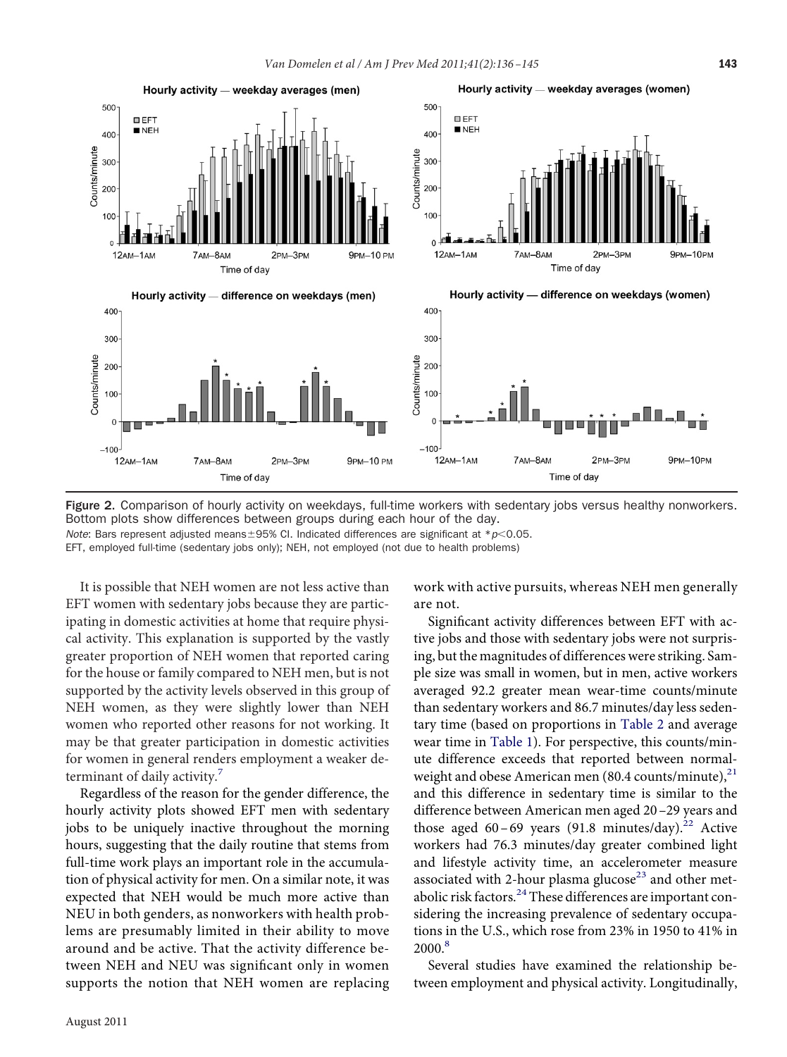Figure 2. Comparison of hourly activity on weekdays, full-time workers with sedentary jobs versus healthy nonworkers. Bottom plots show differences between groups during each hour of the day.

*Note*: Bars represent adjusted means±95% CI. Indicated differences are significant at $*p<0.05$.

EFT, employed full-time (sedentary jobs only); NEH, not employed (not due to health problems)

It is possible that NEH women are not less active than EFT women with sedentary jobs because they are participating in domestic activities at home that require physical activity. This explanation is supported by the vastly greater proportion of NEH women that reported caring for the house or family compared to NEH men, but is not supported by the activity levels observed in this group of NEH women, as they were slightly lower than NEH women who reported other reasons for not working. It may be that greater participation in domestic activities for women in general renders employment a weaker determinant of daily activity.[7]

Regardless of the reason for the gender difference, the hourly activity plots showed EFT men with sedentary jobs to be uniquely inactive throughout the morning hours, suggesting that the daily routine that stems from full-time work plays an important role in the accumulation of physical activity for men. On a similar note, it was expected that NEH would be much more active than NEU in both genders, as nonworkers with health problems are presumably limited in their ability to move around and be active. That the activity difference between NEH and NEU was significant only in women supports the notion that NEH women are replacing work with active pursuits, whereas NEH men generally are not.

Significant activity differences between EFT with active jobs and those with sedentary jobs were not surprising, but the magnitudes of differences were striking. Sample size was small in women, but in men, active workers averaged 92.2 greater mean wear-time counts/minute than sedentary workers and 86.7 minutes/day less sedentary time (based on proportions in Table 2 and average wear time in Table 1). For perspective, this counts/minute difference exceeds that reported between normal-weight and obese American men (80.4 counts/minute),[21] and this difference in sedentary time is similar to the difference between American men aged 20–29 years and those aged 60–69 years (91.8 minutes/day).[22] Active workers had 76.3 minutes/day greater combined light and lifestyle activity time, an accelerometer measure associated with 2-hour plasma glucose[23] and other metabolic risk factors.[24] These differences are important considering the increasing prevalence of sedentary occupations in the U.S., which rose from 23% in 1950 to 41% in 2000.[8]

Several studies have examined the relationship between employment and physical activity. Longitudinally,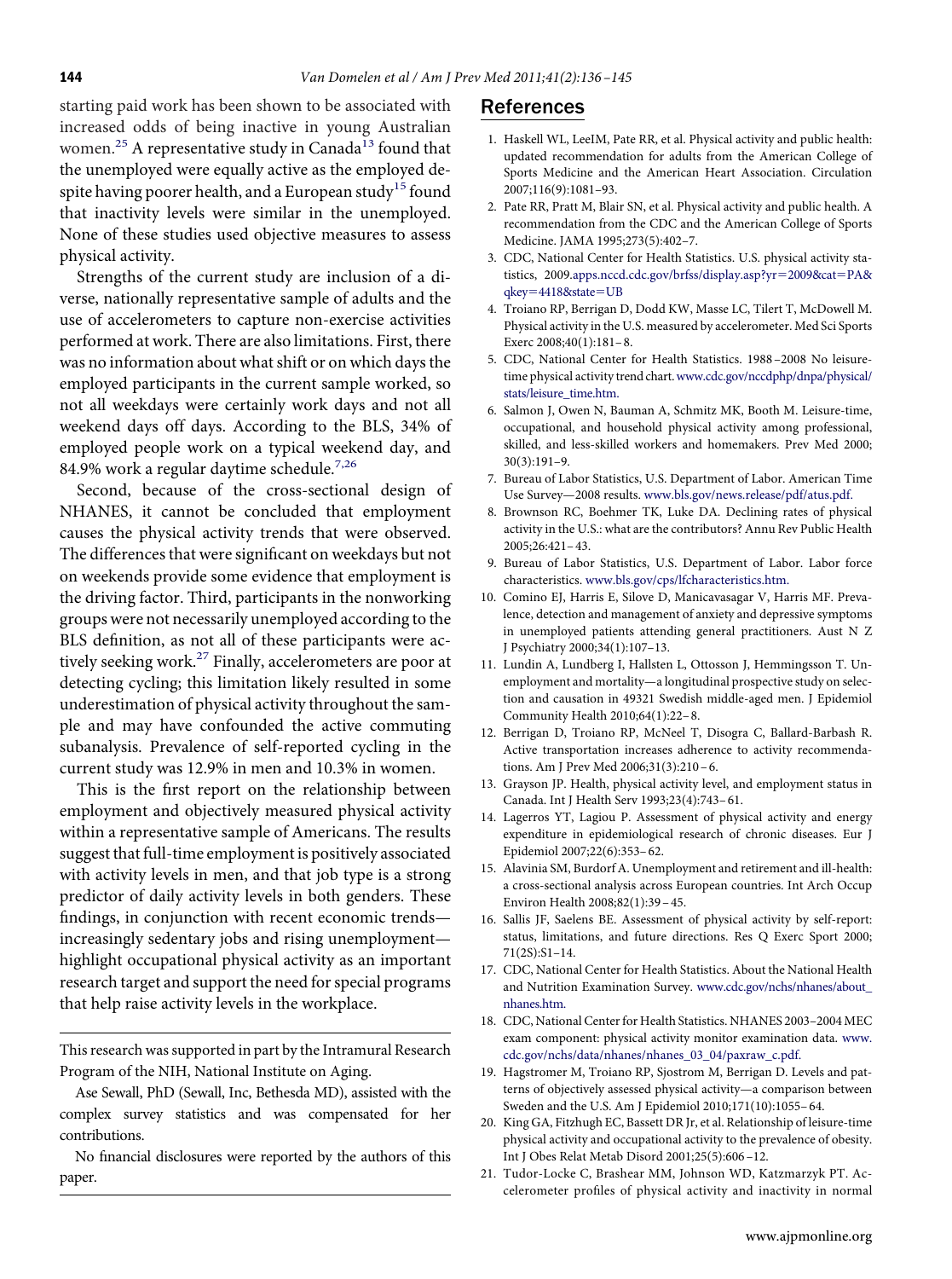starting paid work has been shown to be associated with increased odds of being inactive in young Australian women.[25] A representative study in Canada[13] found that the unemployed were equally active as the employed despite having poorer health, and a European study[15] found that inactivity levels were similar in the unemployed. None of these studies used objective measures to assess physical activity.

Strengths of the current study are inclusion of a diverse, nationally representative sample of adults and the use of accelerometers to capture non-exercise activities performed at work. There are also limitations. First, there was no information about what shift or on which days the employed participants in the current sample worked, so not all weekdays were certainly work days and not all weekend days off days. According to the BLS, 34% of employed people work on a typical weekend day, and 84.9% work a regular daytime schedule.[7,26]

Second, because of the cross-sectional design of NHANES, it cannot be concluded that employment causes the physical activity trends that were observed. The differences that were significant on weekdays but not on weekends provide some evidence that employment is the driving factor. Third, participants in the nonworking groups were not necessarily unemployed according to the BLS definition, as not all of these participants were actively seeking work.[27] Finally, accelerometers are poor at detecting cycling; this limitation likely resulted in some underestimation of physical activity throughout the sample and may have confounded the active commuting subanalysis. Prevalence of self-reported cycling in the current study was 12.9% in men and 10.3% in women.

This is the first report on the relationship between employment and objectively measured physical activity within a representative sample of Americans. The results suggest that full-time employment is positively associated with activity levels in men, and that job type is a strong predictor of daily activity levels in both genders. These findings, in conjunction with recent economic trends—increasingly sedentary jobs and rising unemployment—highlight occupational physical activity as an important research target and support the need for special programs that help raise activity levels in the workplace.

---

This research was supported in part by the Intramural Research Program of the NIH, National Institute on Aging.

Ase Sewall, PhD (Sewall, Inc, Bethesda MD), assisted with the complex survey statistics and was compensated for her contributions.

No financial disclosures were reported by the authors of this paper.

---

## References

1. Haskell WL, LeeIM, Pate RR, et al. Physical activity and public health: updated recommendation for adults from the American College of Sports Medicine and the American Heart Association. Circulation 2007;116(9):1081–93.
2. Pate RR, Pratt M, Blair SN, et al. Physical activity and public health. A recommendation from the CDC and the American College of Sports Medicine. JAMA 1995;273(5):402–7.
3. CDC, National Center for Health Statistics. U.S. physical activity statistics, 2009.apps.nccd.cdc.gov/brfss/display.asp?yr=2009&cat=PA&qkey=4418&state=UB
4. Troiano RP, Berrigan D, Dodd KW, Masse LC, Tilert T, McDowell M. Physical activity in the U.S. measured by accelerometer. Med Sci Sports Exerc 2008;40(1):181–8.
5. CDC, National Center for Health Statistics. 1988–2008 No leisure-time physical activity trend chart. www.cdc.gov/nccdphp/dnpa/physical/stats/leisure_time.htm.
6. Salmon J, Owen N, Bauman A, Schmitz MK, Booth M. Leisure-time, occupational, and household physical activity among professional, skilled, and less-skilled workers and homemakers. Prev Med 2000; 30(3):191–9.
7. Bureau of Labor Statistics, U.S. Department of Labor. American Time Use Survey—2008 results. www.bls.gov/news.release/pdf/atus.pdf.
8. Brownson RC, Boehmer TK, Luke DA. Declining rates of physical activity in the U.S.: what are the contributors? Annu Rev Public Health 2005;26:421–43.
9. Bureau of Labor Statistics, U.S. Department of Labor. Labor force characteristics. www.bls.gov/cps/lfcharacteristics.htm.
10. Comino EJ, Harris E, Silove D, Manicavasagar V, Harris MF. Prevalence, detection and management of anxiety and depressive symptoms in unemployed patients attending general practitioners. Aust N Z J Psychiatry 2000;34(1):107–13.
11. Lundin A, Lundberg I, Hallsten L, Ottosson J, Hemmingsson T. Unemployment and mortality—a longitudinal prospective study on selection and causation in 49321 Swedish middle-aged men. J Epidemiol Community Health 2010;64(1):22–8.
12. Berrigan D, Troiano RP, McNeel T, Disogra C, Ballard-Barbash R. Active transportation increases adherence to activity recommendations. Am J Prev Med 2006;31(3):210–6.
13. Grayson JP. Health, physical activity level, and employment status in Canada. Int J Health Serv 1993;23(4):743–61.
14. Lagerros YT, Lagiou P. Assessment of physical activity and energy expenditure in epidemiological research of chronic diseases. Eur J Epidemiol 2007;22(6):353–62.
15. Alavinia SM, Burdorf A. Unemployment and retirement and ill-health: a cross-sectional analysis across European countries. Int Arch Occup Environ Health 2008;82(1):39–45.
16. Sallis JF, Saelens BE. Assessment of physical activity by self-report: status, limitations, and future directions. Res Q Exerc Sport 2000; 71(2S):S1–14.
17. CDC, National Center for Health Statistics. About the National Health and Nutrition Examination Survey. www.cdc.gov/nchs/nhanes/about_nhanes.htm.
18. CDC, National Center for Health Statistics. NHANES 2003–2004 MEC exam component: physical activity monitor examination data. www.cdc.gov/nchs/data/nhanes/nhanes_03_04/paxraw_c.pdf.
19. Hagstromer M, Troiano RP, Sjostrom M, Berrigan D. Levels and patterns of objectively assessed physical activity—a comparison between Sweden and the U.S. Am J Epidemiol 2010;171(10):1055–64.
20. King GA, Fitzhugh EC, Bassett DR Jr, et al. Relationship of leisure-time physical activity and occupational activity to the prevalence of obesity. Int J Obes Relat Metab Disord 2001;25(5):606–12.
21. Tudor-Locke C, Brashear MM, Johnson WD, Katzmarzyk PT. Accelerometer profiles of physical activity and inactivity in normal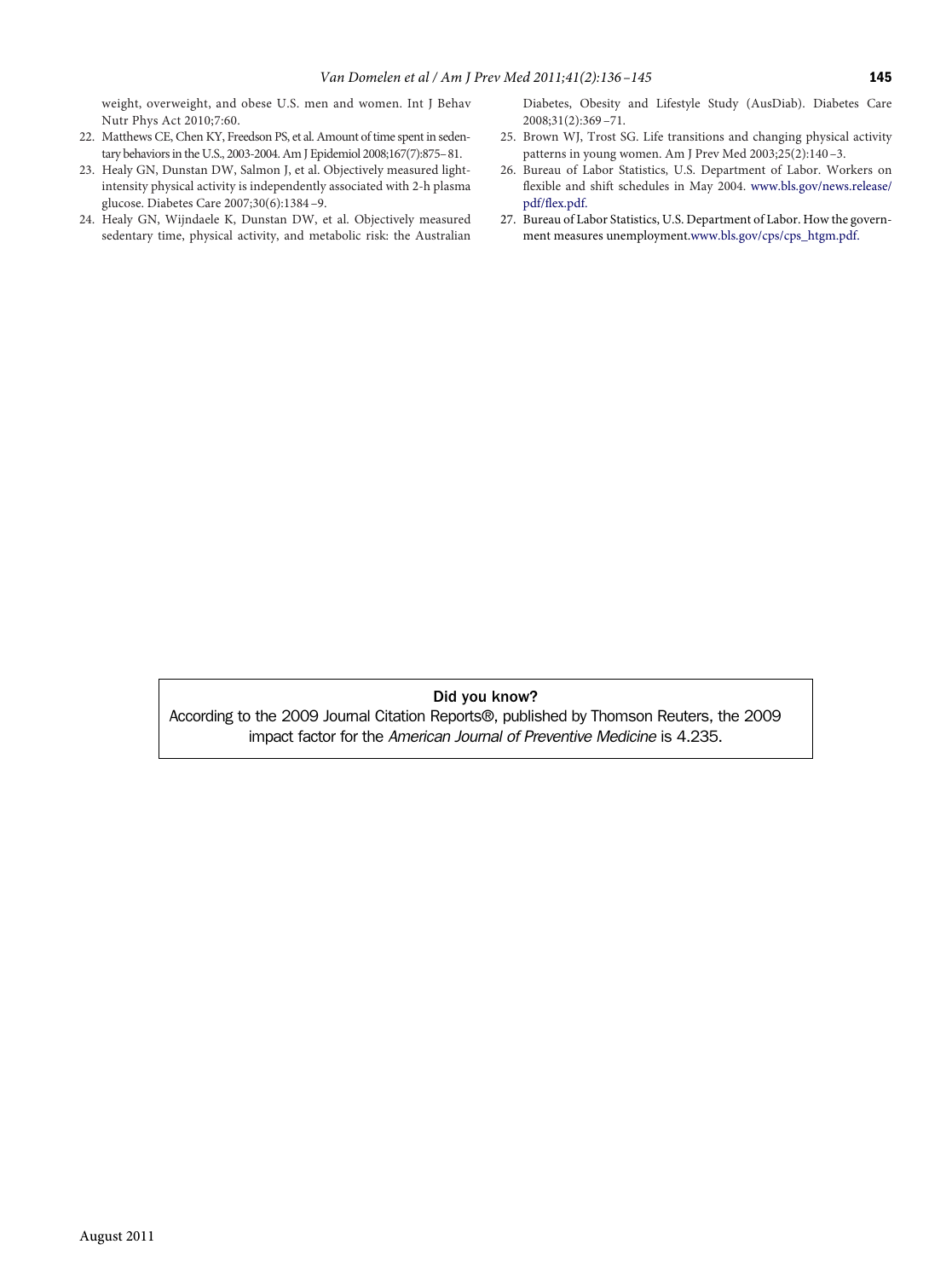weight, overweight, and obese U.S. men and women. Int J Behav Nutr Phys Act 2010;7:60.

22. Matthews CE, Chen KY, Freedson PS, et al. Amount of time spent in sedentary behaviors in the U.S., 2003-2004. Am J Epidemiol 2008;167(7):875–81.
23. Healy GN, Dunstan DW, Salmon J, et al. Objectively measured light-intensity physical activity is independently associated with 2-h plasma glucose. Diabetes Care 2007;30(6):1384–9.
24. Healy GN, Wijndaele K, Dunstan DW, et al. Objectively measured sedentary time, physical activity, and metabolic risk: the Australian Diabetes, Obesity and Lifestyle Study (AusDiab). Diabetes Care 2008;31(2):369–71.
25. Brown WJ, Trost SG. Life transitions and changing physical activity patterns in young women. Am J Prev Med 2003;25(2):140–3.
26. Bureau of Labor Statistics, U.S. Department of Labor. Workers on flexible and shift schedules in May 2004. www.bls.gov/news.release/pdf/flex.pdf.
27. Bureau of Labor Statistics, U.S. Department of Labor. How the government measures unemployment.www.bls.gov/cps/cps_htgm.pdf.

**Did you know?**

According to the 2009 Journal Citation Reports®, published by Thomson Reuters, the 2009 impact factor for the *American Journal of Preventive Medicine* is 4.235.